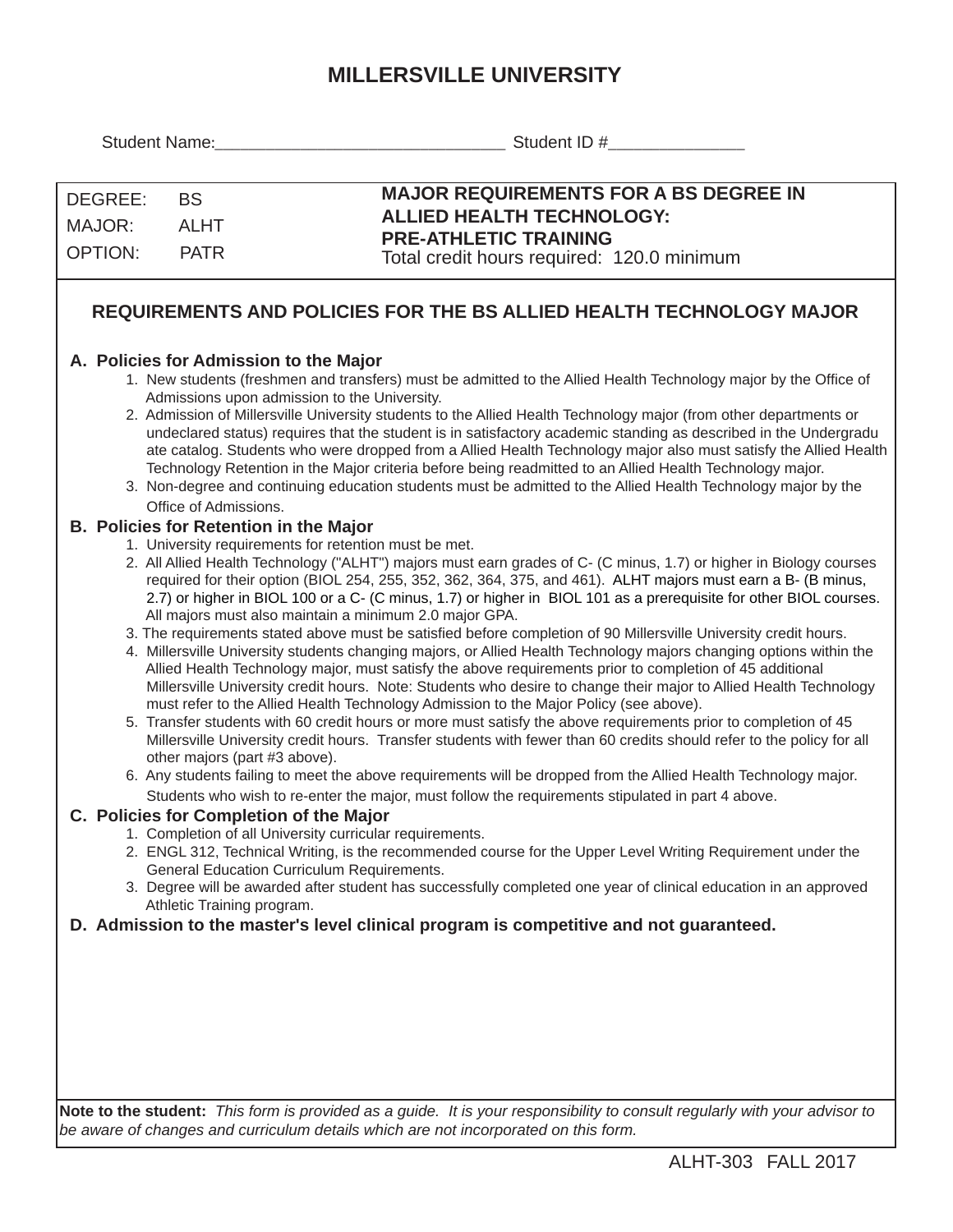# MILLERSVILLE UNIVERSITY

Student Name:_______________________________ Student ID #______________

| DEGREE: BS<br>MAJOR: ALHT<br>OPTION: PATR | **MAJOR REQUIREMENTS FOR A BS DEGREE IN ALLIED HEALTH TECHNOLOGY: PRE-ATHLETIC TRAINING**<br>Total credit hours required: 120.0 minimum |
| --- | --- |

## REQUIREMENTS AND POLICIES FOR THE BS ALLIED HEALTH TECHNOLOGY MAJOR

### A. Policies for Admission to the Major

1. New students (freshmen and transfers) must be admitted to the Allied Health Technology major by the Office of Admissions upon admission to the University.
2. Admission of Millersville University students to the Allied Health Technology major (from other departments or undeclared status) requires that the student is in satisfactory academic standing as described in the Undergraduate catalog. Students who were dropped from a Allied Health Technology major also must satisfy the Allied Health Technology Retention in the Major criteria before being readmitted to an Allied Health Technology major.
3. Non-degree and continuing education students must be admitted to the Allied Health Technology major by the Office of Admissions.

### B. Policies for Retention in the Major

1. University requirements for retention must be met.
2. All Allied Health Technology ("ALHT") majors must earn grades of C- (C minus, 1.7) or higher in Biology courses required for their option (BIOL 254, 255, 352, 362, 364, 375, and 461). ALHT majors must earn a B- (B minus, 2.7) or higher in BIOL 100 or a C- (C minus, 1.7) or higher in BIOL 101 as a prerequisite for other BIOL courses. All majors must also maintain a minimum 2.0 major GPA.
3. The requirements stated above must be satisfied before completion of 90 Millersville University credit hours.
4. Millersville University students changing majors, or Allied Health Technology majors changing options within the Allied Health Technology major, must satisfy the above requirements prior to completion of 45 additional Millersville University credit hours. Note: Students who desire to change their major to Allied Health Technology must refer to the Allied Health Technology Admission to the Major Policy (see above).
5. Transfer students with 60 credit hours or more must satisfy the above requirements prior to completion of 45 Millersville University credit hours. Transfer students with fewer than 60 credits should refer to the policy for all other majors (part #3 above).
6. Any students failing to meet the above requirements will be dropped from the Allied Health Technology major. Students who wish to re-enter the major, must follow the requirements stipulated in part 4 above.

### C. Policies for Completion of the Major

1. Completion of all University curricular requirements.
2. ENGL 312, Technical Writing, is the recommended course for the Upper Level Writing Requirement under the General Education Curriculum Requirements.
3. Degree will be awarded after student has successfully completed one year of clinical education in an approved Athletic Training program.

### D. Admission to the master's level clinical program is competitive and not guaranteed.

**Note to the student:** *This form is provided as a guide. It is your responsibility to consult regularly with your advisor to be aware of changes and curriculum details which are not incorporated on this form.*

ALHT-303 FALL 2017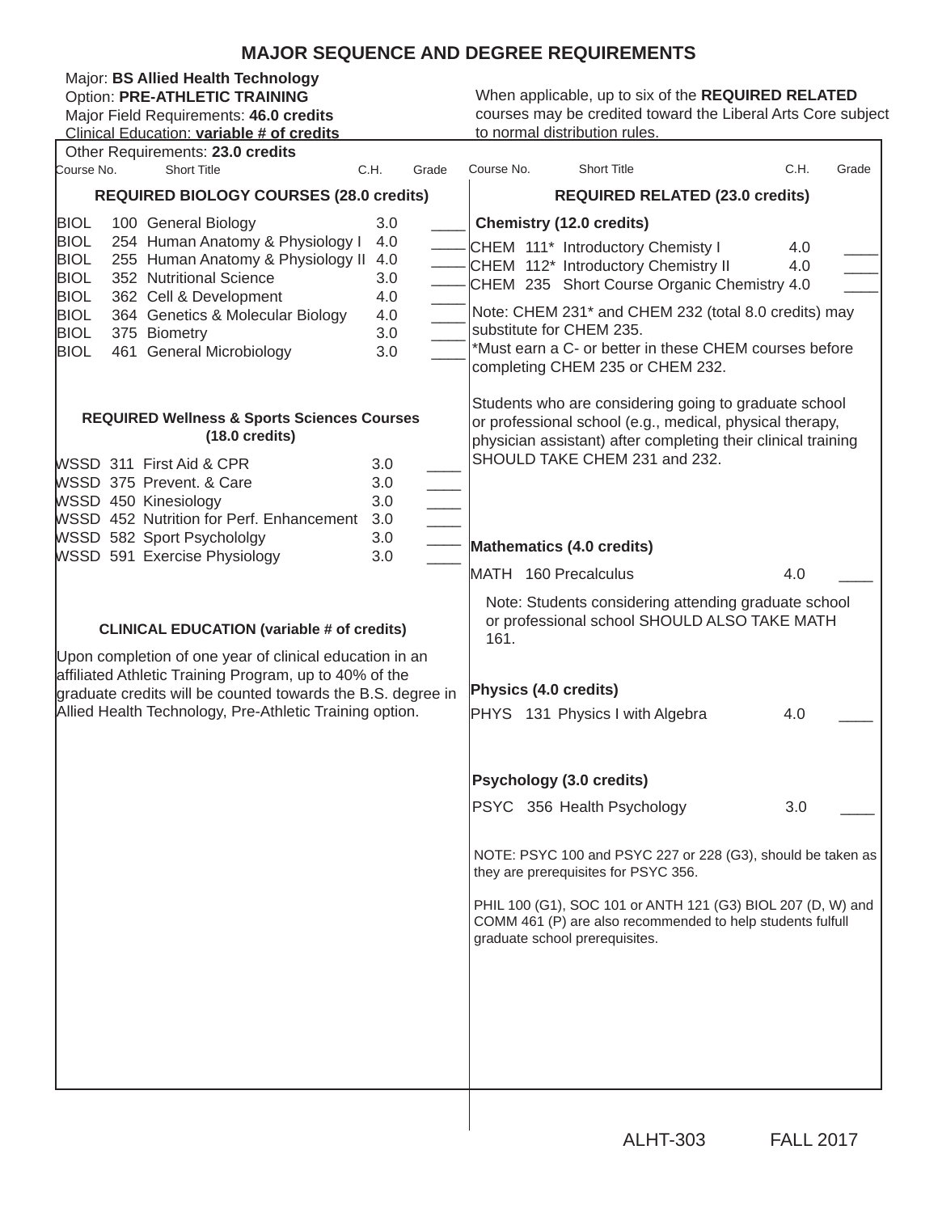# MAJOR SEQUENCE AND DEGREE REQUIREMENTS

Major: **BS Allied Health Technology**
Option: **PRE-ATHLETIC TRAINING**
Major Field Requirements: **46.0 credits**
Clinical Education: **variable # of credits**
Other Requirements: **23.0 credits**

When applicable, up to six of the **REQUIRED RELATED** courses may be credited toward the Liberal Arts Core subject to normal distribution rules.

## REQUIRED BIOLOGY COURSES (28.0 credits)

| Course No. | Short Title | C.H. | Grade |
|---|---|---|---|
| BIOL 100 | General Biology | 3.0 | ____ |
| BIOL 254 | Human Anatomy & Physiology I | 4.0 | ____ |
| BIOL 255 | Human Anatomy & Physiology II | 4.0 | ____ |
| BIOL 352 | Nutritional Science | 3.0 | ____ |
| BIOL 362 | Cell & Development | 4.0 | ____ |
| BIOL 364 | Genetics & Molecular Biology | 4.0 | ____ |
| BIOL 375 | Biometry | 3.0 | ____ |
| BIOL 461 | General Microbiology | 3.0 | ____ |

## REQUIRED Wellness & Sports Sciences Courses (18.0 credits)

| Course No. | Short Title | C.H. | Grade |
|---|---|---|---|
| WSSD 311 | First Aid & CPR | 3.0 | ____ |
| WSSD 375 | Prevent. & Care | 3.0 | ____ |
| WSSD 450 | Kinesiology | 3.0 | ____ |
| WSSD 452 | Nutrition for Perf. Enhancement | 3.0 | ____ |
| WSSD 582 | Sport Psychololgy | 3.0 | ____ |
| WSSD 591 | Exercise Physiology | 3.0 | ____ |

## CLINICAL EDUCATION (variable # of credits)

Upon completion of one year of clinical education in an affiliated Athletic Training Program, up to 40% of the graduate credits will be counted towards the B.S. degree in Allied Health Technology, Pre-Athletic Training option.

## REQUIRED RELATED (23.0 credits)

### Chemistry (12.0 credits)

| Course No. | Short Title | C.H. | Grade |
|---|---|---|---|
| CHEM 111* | Introductory Chemisty I | 4.0 | ____ |
| CHEM 112* | Introductory Chemistry II | 4.0 | ____ |
| CHEM 235 | Short Course Organic Chemistry | 4.0 | ____ |

Note: CHEM 231* and CHEM 232 (total 8.0 credits) may substitute for CHEM 235.
*Must earn a C- or better in these CHEM courses before completing CHEM 235 or CHEM 232.

Students who are considering going to graduate school or professional school (e.g., medical, physical therapy, physician assistant) after completing their clinical training SHOULD TAKE CHEM 231 and 232.

### Mathematics (4.0 credits)

| Course No. | Short Title | C.H. | Grade |
|---|---|---|---|
| MATH 160 | Precalculus | 4.0 | ____ |

Note: Students considering attending graduate school or professional school SHOULD ALSO TAKE MATH 161.

### Physics (4.0 credits)

| Course No. | Short Title | C.H. | Grade |
|---|---|---|---|
| PHYS 131 | Physics I with Algebra | 4.0 | ____ |

### Psychology (3.0 credits)

| Course No. | Short Title | C.H. | Grade |
|---|---|---|---|
| PSYC 356 | Health Psychology | 3.0 | ____ |

NOTE: PSYC 100 and PSYC 227 or 228 (G3), should be taken as they are prerequisites for PSYC 356.

PHIL 100 (G1), SOC 101 or ANTH 121 (G3) BIOL 207 (D, W) and COMM 461 (P) are also recommended to help students fulfull graduate school prerequisites.

ALHT-303 FALL 2017